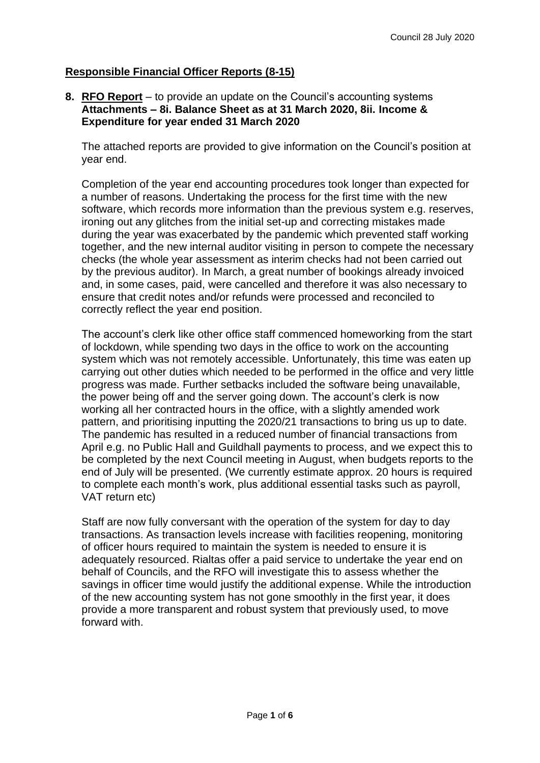## Responsible Financial Officer Reports (8-15)

**8. RFO Report** – to provide an update on the Council's accounting systems **Attachments – 8i. Balance Sheet as at 31 March 2020, 8ii. Income & Expenditure for year ended 31 March 2020**

The attached reports are provided to give information on the Council's position at year end.

Completion of the year end accounting procedures took longer than expected for a number of reasons. Undertaking the process for the first time with the new software, which records more information than the previous system e.g. reserves, ironing out any glitches from the initial set-up and correcting mistakes made during the year was exacerbated by the pandemic which prevented staff working together, and the new internal auditor visiting in person to compete the necessary checks (the whole year assessment as interim checks had not been carried out by the previous auditor). In March, a great number of bookings already invoiced and, in some cases, paid, were cancelled and therefore it was also necessary to ensure that credit notes and/or refunds were processed and reconciled to correctly reflect the year end position.

The account's clerk like other office staff commenced homeworking from the start of lockdown, while spending two days in the office to work on the accounting system which was not remotely accessible. Unfortunately, this time was eaten up carrying out other duties which needed to be performed in the office and very little progress was made. Further setbacks included the software being unavailable, the power being off and the server going down. The account's clerk is now working all her contracted hours in the office, with a slightly amended work pattern, and prioritising inputting the 2020/21 transactions to bring us up to date. The pandemic has resulted in a reduced number of financial transactions from April e.g. no Public Hall and Guildhall payments to process, and we expect this to be completed by the next Council meeting in August, when budgets reports to the end of July will be presented. (We currently estimate approx. 20 hours is required to complete each month's work, plus additional essential tasks such as payroll, VAT return etc)

Staff are now fully conversant with the operation of the system for day to day transactions. As transaction levels increase with facilities reopening, monitoring of officer hours required to maintain the system is needed to ensure it is adequately resourced. Rialtas offer a paid service to undertake the year end on behalf of Councils, and the RFO will investigate this to assess whether the savings in officer time would justify the additional expense. While the introduction of the new accounting system has not gone smoothly in the first year, it does provide a more transparent and robust system that previously used, to move forward with.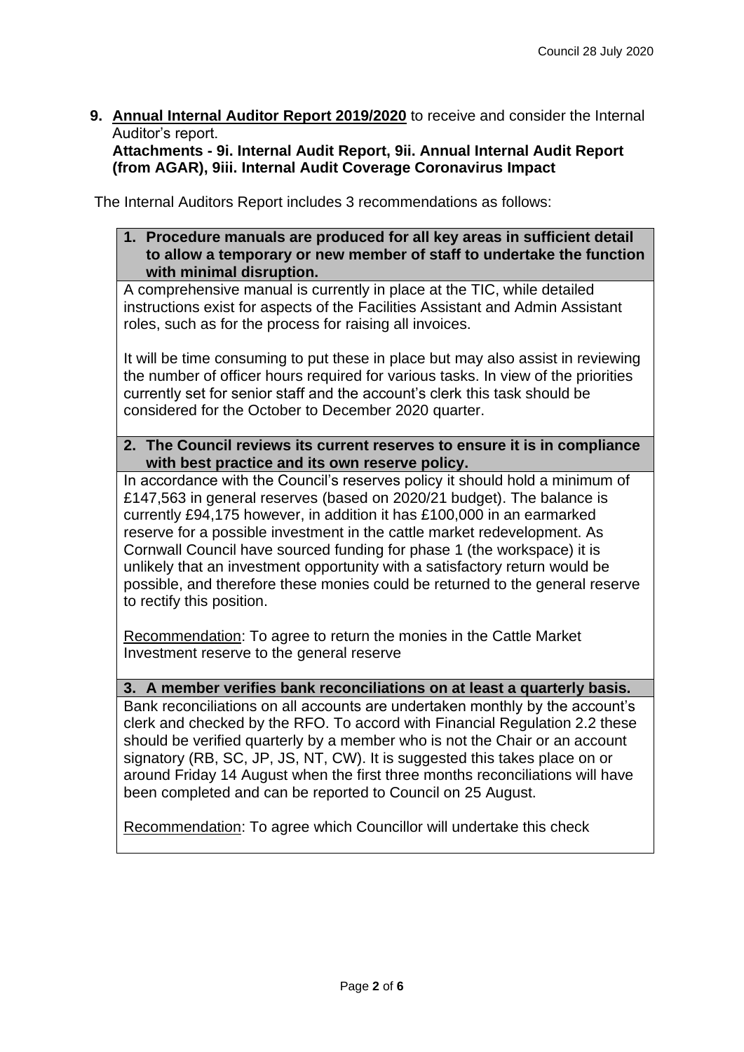**9. <u>Annual Internal Auditor Report 2019/2020</u>** to receive and consider the Internal Auditor's report.
**Attachments - 9i. Internal Audit Report, 9ii. Annual Internal Audit Report (from AGAR), 9iii. Internal Audit Coverage Coronavirus Impact**

The Internal Auditors Report includes 3 recommendations as follows:

**1. Procedure manuals are produced for all key areas in sufficient detail to allow a temporary or new member of staff to undertake the function with minimal disruption.**

A comprehensive manual is currently in place at the TIC, while detailed instructions exist for aspects of the Facilities Assistant and Admin Assistant roles, such as for the process for raising all invoices.

It will be time consuming to put these in place but may also assist in reviewing the number of officer hours required for various tasks. In view of the priorities currently set for senior staff and the account's clerk this task should be considered for the October to December 2020 quarter.

**2. The Council reviews its current reserves to ensure it is in compliance with best practice and its own reserve policy.**

In accordance with the Council's reserves policy it should hold a minimum of £147,563 in general reserves (based on 2020/21 budget). The balance is currently £94,175 however, in addition it has £100,000 in an earmarked reserve for a possible investment in the cattle market redevelopment. As Cornwall Council have sourced funding for phase 1 (the workspace) it is unlikely that an investment opportunity with a satisfactory return would be possible, and therefore these monies could be returned to the general reserve to rectify this position.

<u>Recommendation</u>: To agree to return the monies in the Cattle Market Investment reserve to the general reserve

**3. A member verifies bank reconciliations on at least a quarterly basis.**

Bank reconciliations on all accounts are undertaken monthly by the account's clerk and checked by the RFO. To accord with Financial Regulation 2.2 these should be verified quarterly by a member who is not the Chair or an account signatory (RB, SC, JP, JS, NT, CW). It is suggested this takes place on or around Friday 14 August when the first three months reconciliations will have been completed and can be reported to Council on 25 August.

<u>Recommendation</u>: To agree which Councillor will undertake this check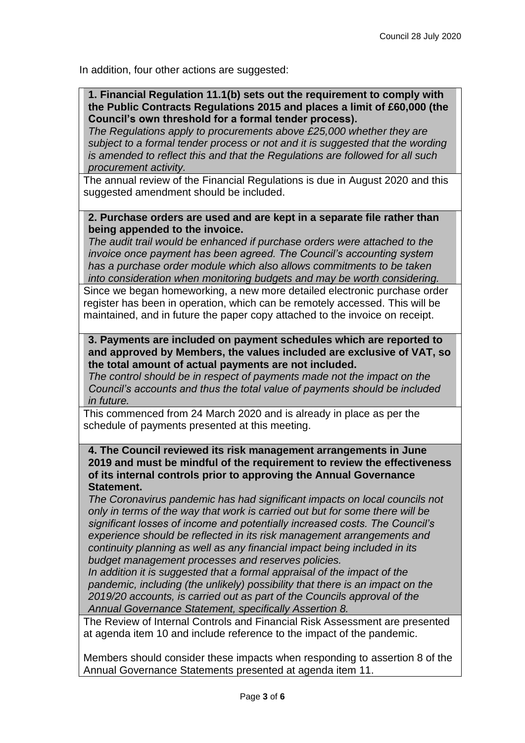In addition, four other actions are suggested:

| **1. Financial Regulation 11.1(b) sets out the requirement to comply with the Public Contracts Regulations 2015 and places a limit of £60,000 (the Council's own threshold for a formal tender process).**<br>*The Regulations apply to procurements above £25,000 whether they are subject to a formal tender process or not and it is suggested that the wording is amended to reflect this and that the Regulations are followed for all such procurement activity.* |
|---|
| The annual review of the Financial Regulations is due in August 2020 and this suggested amendment should be included. |
| **2. Purchase orders are used and are kept in a separate file rather than being appended to the invoice.**<br>*The audit trail would be enhanced if purchase orders were attached to the invoice once payment has been agreed. The Council's accounting system has a purchase order module which also allows commitments to be taken into consideration when monitoring budgets and may be worth considering.* |
| Since we began homeworking, a new more detailed electronic purchase order register has been in operation, which can be remotely accessed. This will be maintained, and in future the paper copy attached to the invoice on receipt. |
| **3. Payments are included on payment schedules which are reported to and approved by Members, the values included are exclusive of VAT, so the total amount of actual payments are not included.**<br>*The control should be in respect of payments made not the impact on the Council's accounts and thus the total value of payments should be included in future.* |
| This commenced from 24 March 2020 and is already in place as per the schedule of payments presented at this meeting. |
| **4. The Council reviewed its risk management arrangements in June 2019 and must be mindful of the requirement to review the effectiveness of its internal controls prior to approving the Annual Governance Statement.**<br>*The Coronavirus pandemic has had significant impacts on local councils not only in terms of the way that work is carried out but for some there will be significant losses of income and potentially increased costs. The Council's experience should be reflected in its risk management arrangements and continuity planning as well as any financial impact being included in its budget management processes and reserves policies.*<br>*In addition it is suggested that a formal appraisal of the impact of the pandemic, including (the unlikely) possibility that there is an impact on the 2019/20 accounts, is carried out as part of the Councils approval of the Annual Governance Statement, specifically Assertion 8.* |
| The Review of Internal Controls and Financial Risk Assessment are presented at agenda item 10 and include reference to the impact of the pandemic.<br><br>Members should consider these impacts when responding to assertion 8 of the Annual Governance Statements presented at agenda item 11. |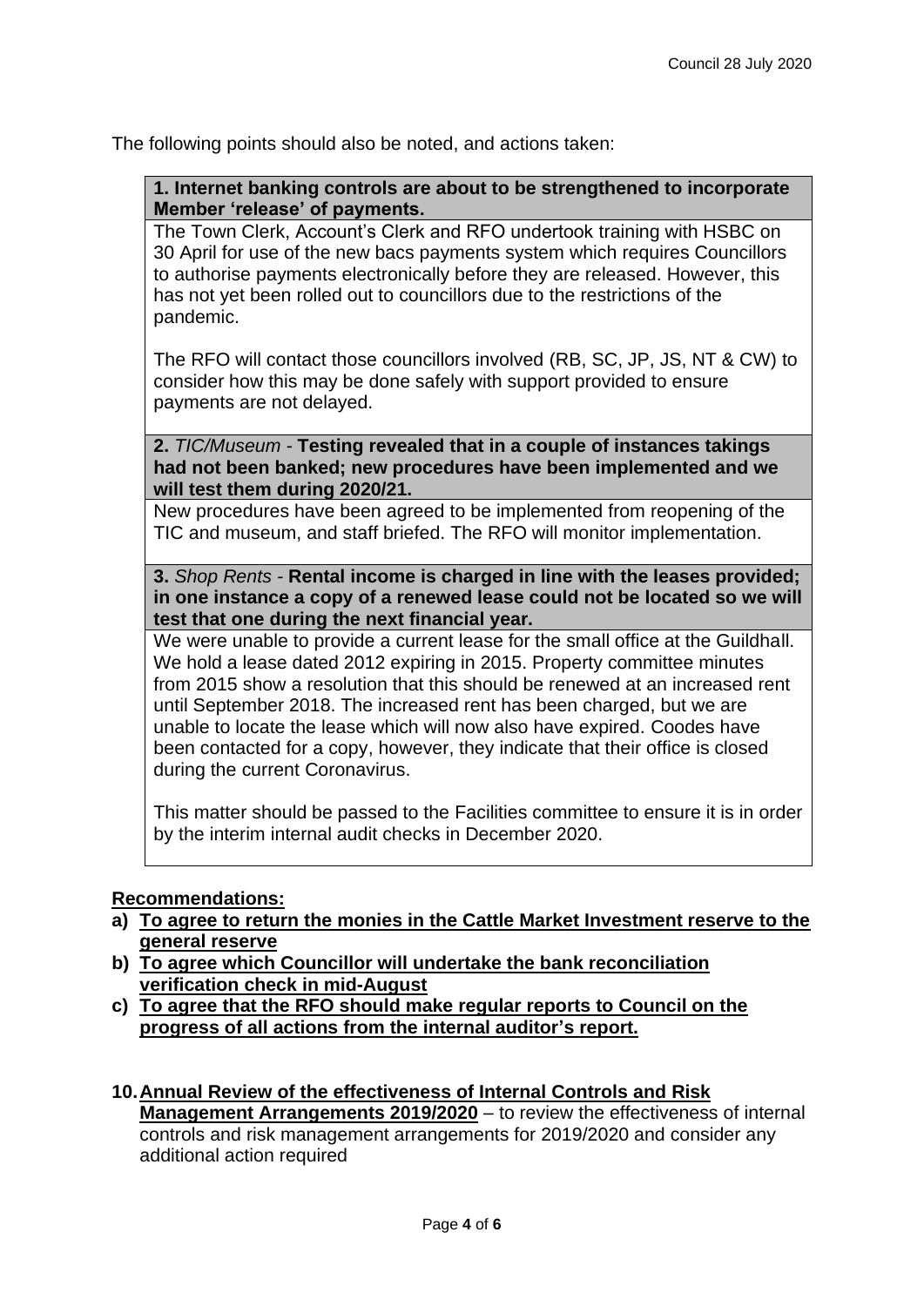The following points should also be noted, and actions taken:

| **1. Internet banking controls are about to be strengthened to incorporate Member 'release' of payments.** |
| --- |
| The Town Clerk, Account's Clerk and RFO undertook training with HSBC on 30 April for use of the new bacs payments system which requires Councillors to authorise payments electronically before they are released. However, this has not yet been rolled out to councillors due to the restrictions of the pandemic.<br><br>The RFO will contact those councillors involved (RB, SC, JP, JS, NT & CW) to consider how this may be done safely with support provided to ensure payments are not delayed. |
| **2.** *TIC/Museum* - **Testing revealed that in a couple of instances takings had not been banked; new procedures have been implemented and we will test them during 2020/21.** |
| New procedures have been agreed to be implemented from reopening of the TIC and museum, and staff briefed. The RFO will monitor implementation. |
| **3.** *Shop Rents* - **Rental income is charged in line with the leases provided; in one instance a copy of a renewed lease could not be located so we will test that one during the next financial year.** |
| We were unable to provide a current lease for the small office at the Guildhall. We hold a lease dated 2012 expiring in 2015. Property committee minutes from 2015 show a resolution that this should be renewed at an increased rent until September 2018. The increased rent has been charged, but we are unable to locate the lease which will now also have expired. Coodes have been contacted for a copy, however, they indicate that their office is closed during the current Coronavirus.<br><br>This matter should be passed to the Facilities committee to ensure it is in order by the interim internal audit checks in December 2020. |

**Recommendations:**

- **a) To agree to return the monies in the Cattle Market Investment reserve to the general reserve**
- **b) To agree which Councillor will undertake the bank reconciliation verification check in mid-August**
- **c) To agree that the RFO should make regular reports to Council on the progress of all actions from the internal auditor's report.**

**10. Annual Review of the effectiveness of Internal Controls and Risk Management Arrangements 2019/2020** – to review the effectiveness of internal controls and risk management arrangements for 2019/2020 and consider any additional action required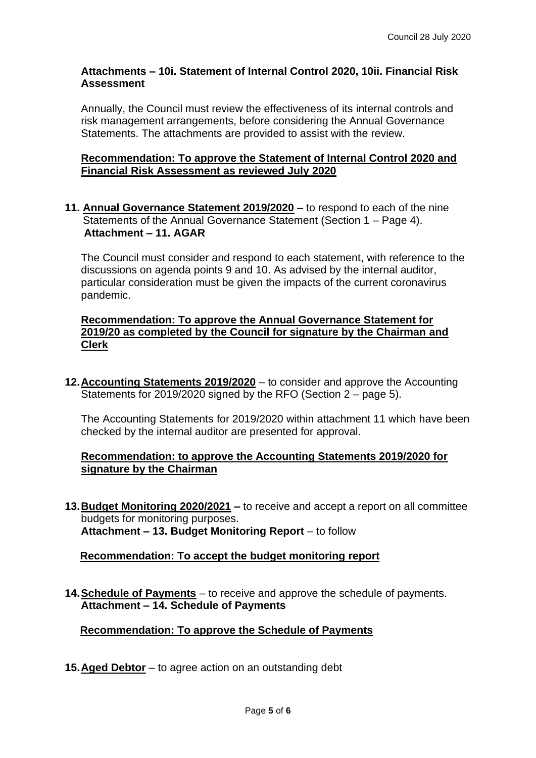**Attachments – 10i. Statement of Internal Control 2020, 10ii. Financial Risk Assessment**

Annually, the Council must review the effectiveness of its internal controls and risk management arrangements, before considering the Annual Governance Statements. The attachments are provided to assist with the review.

**Recommendation: To approve the Statement of Internal Control 2020 and Financial Risk Assessment as reviewed July 2020**

**11. Annual Governance Statement 2019/2020** – to respond to each of the nine Statements of the Annual Governance Statement (Section 1 – Page 4).
**Attachment – 11. AGAR**

The Council must consider and respond to each statement, with reference to the discussions on agenda points 9 and 10. As advised by the internal auditor, particular consideration must be given the impacts of the current coronavirus pandemic.

**Recommendation: To approve the Annual Governance Statement for 2019/20 as completed by the Council for signature by the Chairman and Clerk**

**12. Accounting Statements 2019/2020** – to consider and approve the Accounting Statements for 2019/2020 signed by the RFO (Section 2 – page 5).

The Accounting Statements for 2019/2020 within attachment 11 which have been checked by the internal auditor are presented for approval.

**Recommendation: to approve the Accounting Statements 2019/2020 for signature by the Chairman**

**13. Budget Monitoring 2020/2021 –** to receive and accept a report on all committee budgets for monitoring purposes.
**Attachment – 13. Budget Monitoring Report** – to follow

**Recommendation: To accept the budget monitoring report**

**14. Schedule of Payments** – to receive and approve the schedule of payments.
**Attachment – 14. Schedule of Payments**

**Recommendation: To approve the Schedule of Payments**

**15. Aged Debtor** – to agree action on an outstanding debt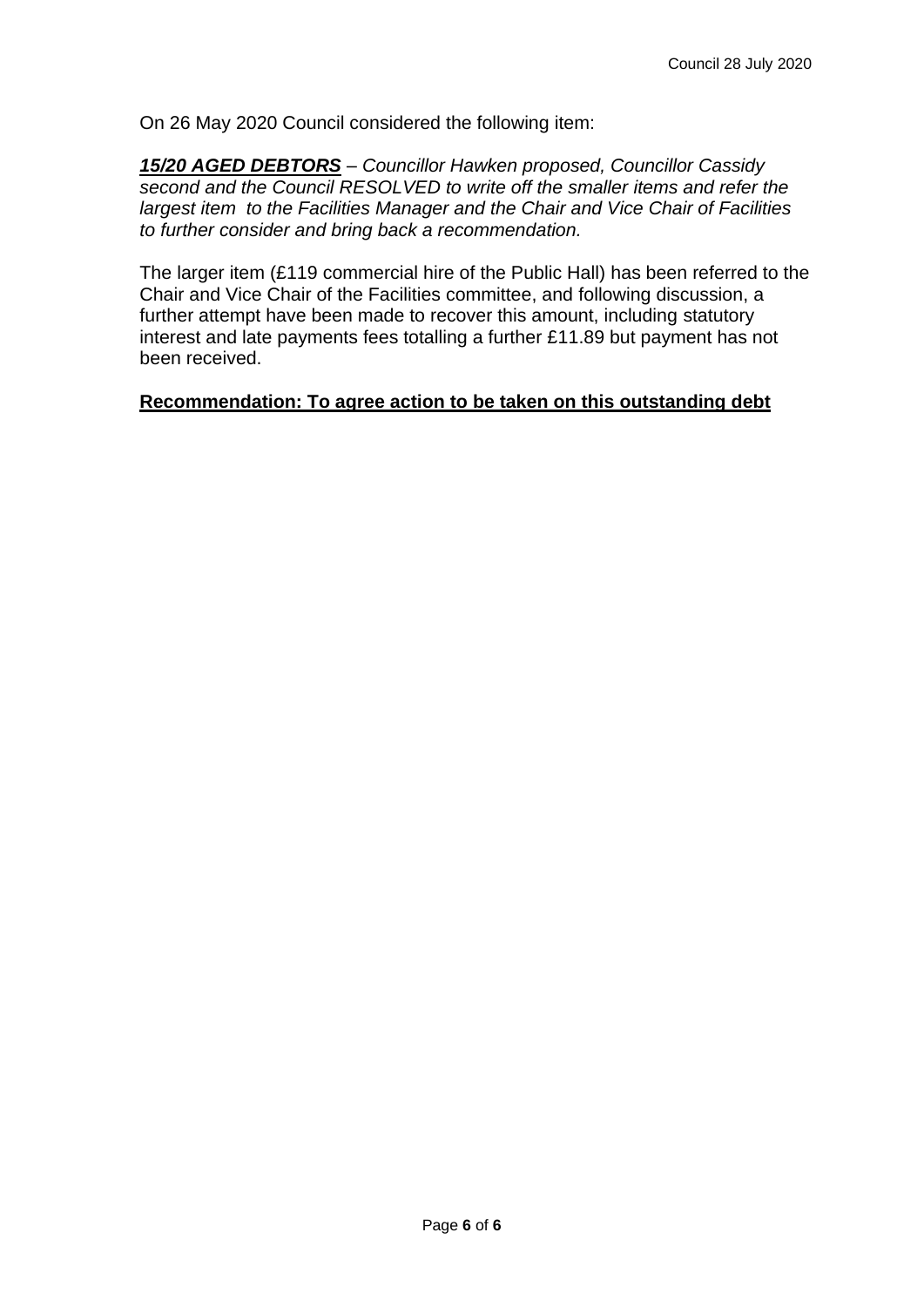On 26 May 2020 Council considered the following item:

***15/20 AGED DEBTORS*** *– Councillor Hawken proposed, Councillor Cassidy second and the Council RESOLVED to write off the smaller items and refer the largest item to the Facilities Manager and the Chair and Vice Chair of Facilities to further consider and bring back a recommendation.*

The larger item (£119 commercial hire of the Public Hall) has been referred to the Chair and Vice Chair of the Facilities committee, and following discussion, a further attempt have been made to recover this amount, including statutory interest and late payments fees totalling a further £11.89 but payment has not been received.

**Recommendation: To agree action to be taken on this outstanding debt**